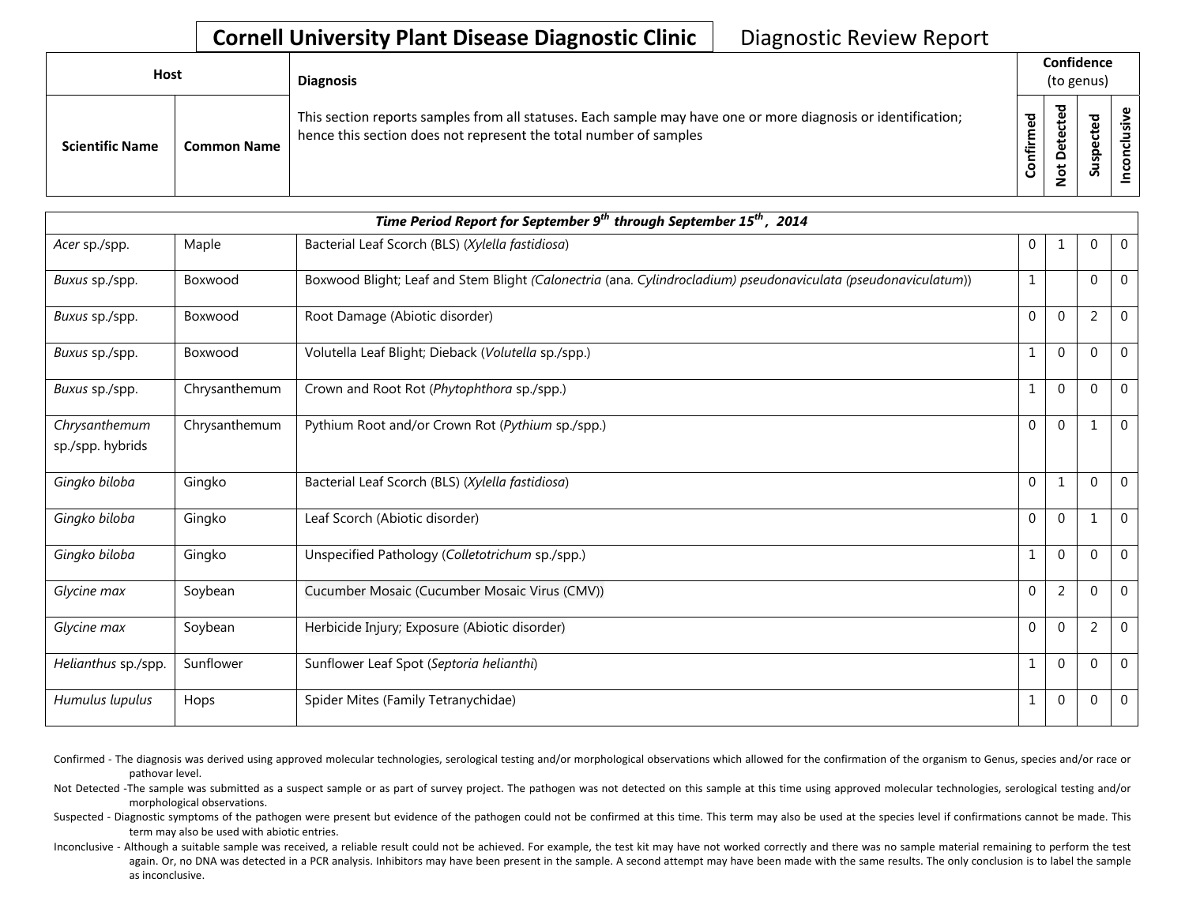# Cornell University Plant Disease Diagnostic Clinic

Diagnostic Review Report

| Host | | Diagnosis | Confidence (to genus) | | | |
|---|---|---|---|---|---|---|
| Scientific Name | Common Name | This section reports samples from all statuses. Each sample may have one or more diagnosis or identification; hence this section does not represent the total number of samples | Confirmed | Not Detected | Suspected | Inconclusive |
| ***Time Period Report for September 9th through September 15th, 2014*** | | | | | | |
| *Acer* sp./spp. | Maple | Bacterial Leaf Scorch (BLS) (*Xylella fastidiosa*) | 0 | 1 | 0 | 0 |
| *Buxus* sp./spp. | Boxwood | Boxwood Blight; Leaf and Stem Blight (*Calonectria* (ana. *Cylindrocladium*) *pseudonaviculata* (*pseudonaviculatum*)) | 1 | | 0 | 0 |
| *Buxus* sp./spp. | Boxwood | Root Damage (Abiotic disorder) | 0 | 0 | 2 | 0 |
| *Buxus* sp./spp. | Boxwood | Volutella Leaf Blight; Dieback (*Volutella* sp./spp.) | 1 | 0 | 0 | 0 |
| *Buxus* sp./spp. | Chrysanthemum | Crown and Root Rot (*Phytophthora* sp./spp.) | 1 | 0 | 0 | 0 |
| *Chrysanthemum* sp./spp. hybrids | Chrysanthemum | Pythium Root and/or Crown Rot (*Pythium* sp./spp.) | 0 | 0 | 1 | 0 |
| *Gingko biloba* | Gingko | Bacterial Leaf Scorch (BLS) (*Xylella fastidiosa*) | 0 | 1 | 0 | 0 |
| *Gingko biloba* | Gingko | Leaf Scorch (Abiotic disorder) | 0 | 0 | 1 | 0 |
| *Gingko biloba* | Gingko | Unspecified Pathology (*Colletotrichum* sp./spp.) | 1 | 0 | 0 | 0 |
| *Glycine max* | Soybean | Cucumber Mosaic (Cucumber Mosaic Virus (CMV)) | 0 | 2 | 0 | 0 |
| *Glycine max* | Soybean | Herbicide Injury; Exposure (Abiotic disorder) | 0 | 0 | 2 | 0 |
| *Helianthus* sp./spp. | Sunflower | Sunflower Leaf Spot (*Septoria helianthi*) | 1 | 0 | 0 | 0 |
| *Humulus lupulus* | Hops | Spider Mites (Family Tetranychidae) | 1 | 0 | 0 | 0 |

Confirmed - The diagnosis was derived using approved molecular technologies, serological testing and/or morphological observations which allowed for the confirmation of the organism to Genus, species and/or race or pathovar level.

Not Detected -The sample was submitted as a suspect sample or as part of survey project. The pathogen was not detected on this sample at this time using approved molecular technologies, serological testing and/or morphological observations.

Suspected - Diagnostic symptoms of the pathogen were present but evidence of the pathogen could not be confirmed at this time. This term may also be used at the species level if confirmations cannot be made. This term may also be used with abiotic entries.

Inconclusive - Although a suitable sample was received, a reliable result could not be achieved. For example, the test kit may have not worked correctly and there was no sample material remaining to perform the test again. Or, no DNA was detected in a PCR analysis. Inhibitors may have been present in the sample. A second attempt may have been made with the same results. The only conclusion is to label the sample as inconclusive.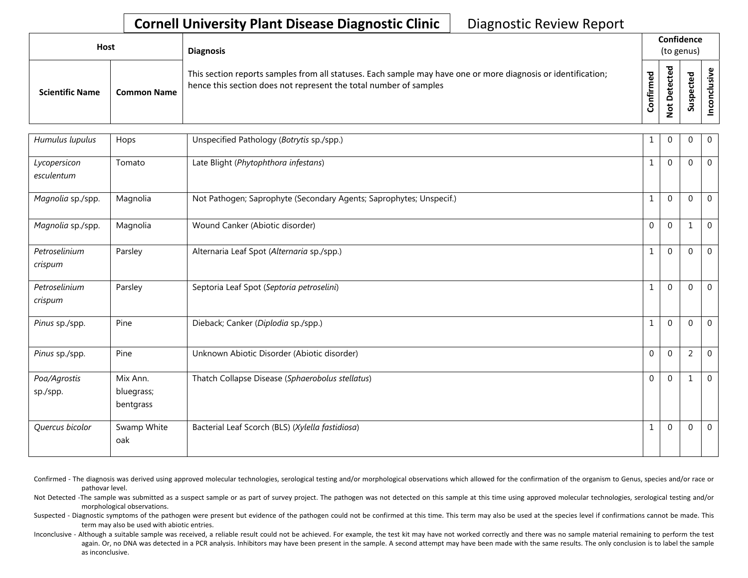**Cornell University Plant Disease Diagnostic Clinic** Diagnostic Review Report

| Host | | Diagnosis | Confidence (to genus) | | | |
|---|---|---|---|---|---|---|
| **Scientific Name** | **Common Name** | This section reports samples from all statuses. Each sample may have one or more diagnosis or identification; hence this section does not represent the total number of samples | **Confirmed** | **Not Detected** | **Suspected** | **Inconclusive** |
| *Humulus lupulus* | Hops | Unspecified Pathology (*Botrytis* sp./spp.) | 1 | 0 | 0 | 0 |
| *Lycopersicon esculentum* | Tomato | Late Blight (*Phytophthora infestans*) | 1 | 0 | 0 | 0 |
| *Magnolia* sp./spp. | Magnolia | Not Pathogen; Saprophyte (Secondary Agents; Saprophytes; Unspecif.) | 1 | 0 | 0 | 0 |
| *Magnolia* sp./spp. | Magnolia | Wound Canker (Abiotic disorder) | 0 | 0 | 1 | 0 |
| *Petroselinium crispum* | Parsley | Alternaria Leaf Spot (*Alternaria* sp./spp.) | 1 | 0 | 0 | 0 |
| *Petroselinium crispum* | Parsley | Septoria Leaf Spot (*Septoria petroselini*) | 1 | 0 | 0 | 0 |
| *Pinus* sp./spp. | Pine | Dieback; Canker (*Diplodia* sp./spp.) | 1 | 0 | 0 | 0 |
| *Pinus* sp./spp. | Pine | Unknown Abiotic Disorder (Abiotic disorder) | 0 | 0 | 2 | 0 |
| *Poa/Agrostis* sp./spp. | Mix Ann. bluegrass; bentgrass | Thatch Collapse Disease (*Sphaerobolus stellatus*) | 0 | 0 | 1 | 0 |
| *Quercus bicolor* | Swamp White oak | Bacterial Leaf Scorch (BLS) (*Xylella fastidiosa*) | 1 | 0 | 0 | 0 |

Confirmed - The diagnosis was derived using approved molecular technologies, serological testing and/or morphological observations which allowed for the confirmation of the organism to Genus, species and/or race or pathovar level.

Not Detected -The sample was submitted as a suspect sample or as part of survey project. The pathogen was not detected on this sample at this time using approved molecular technologies, serological testing and/or morphological observations.

Suspected - Diagnostic symptoms of the pathogen were present but evidence of the pathogen could not be confirmed at this time. This term may also be used at the species level if confirmations cannot be made. This term may also be used with abiotic entries.

Inconclusive - Although a suitable sample was received, a reliable result could not be achieved. For example, the test kit may have not worked correctly and there was no sample material remaining to perform the test again. Or, no DNA was detected in a PCR analysis. Inhibitors may have been present in the sample. A second attempt may have been made with the same results. The only conclusion is to label the sample as inconclusive.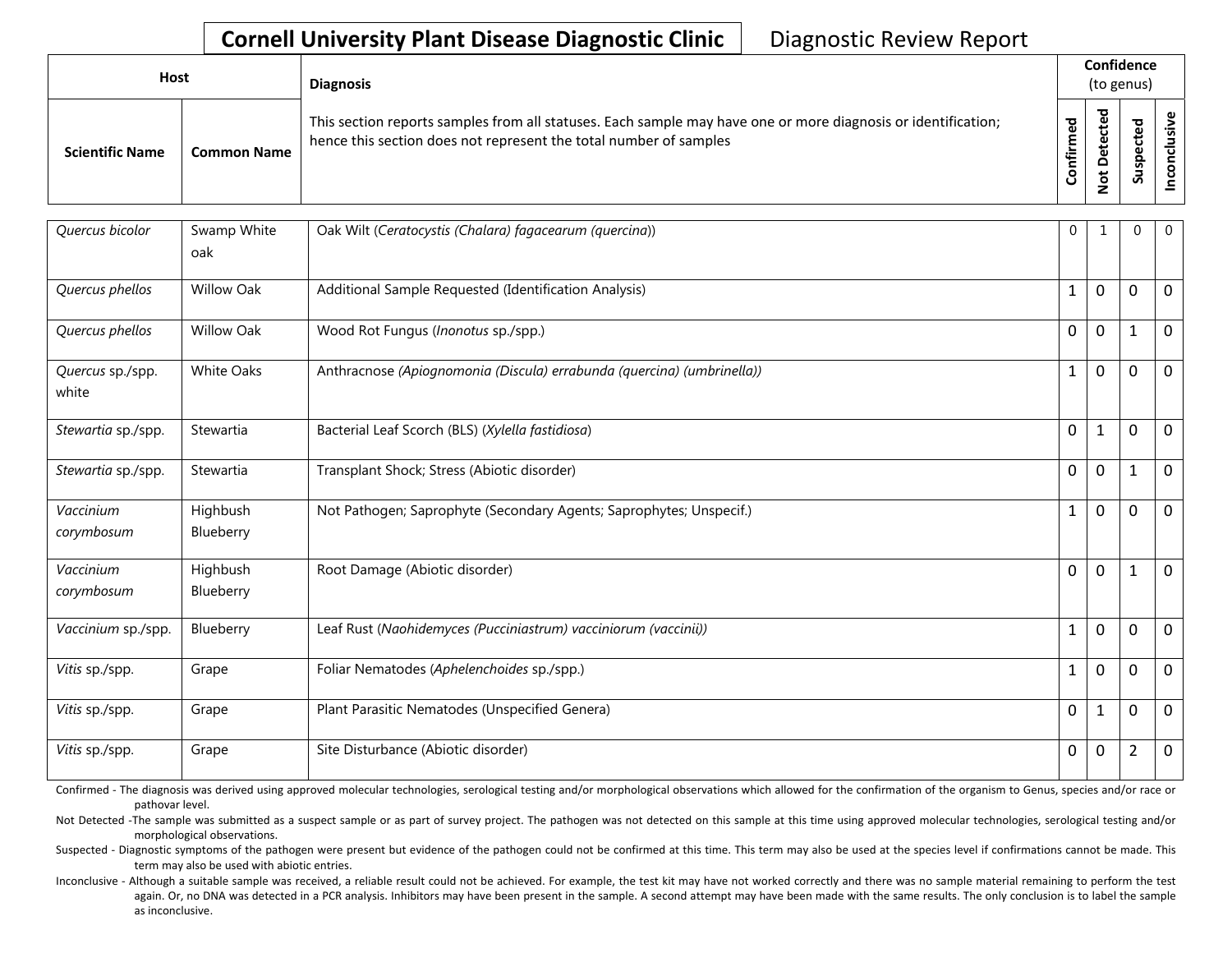**Cornell University Plant Disease Diagnostic Clinic** Diagnostic Review Report

| Host | | Diagnosis | Confidence (to genus) | | | |
|---|---|---|---|---|---|---|
| Scientific Name | Common Name | This section reports samples from all statuses. Each sample may have one or more diagnosis or identification; hence this section does not represent the total number of samples | Confirmed | Not Detected | Suspected | Inconclusive |
| *Quercus bicolor* | Swamp White oak | Oak Wilt (*Ceratocystis (Chalara) fagacearum (quercina)*) | 0 | 1 | 0 | 0 |
| *Quercus phellos* | Willow Oak | Additional Sample Requested (Identification Analysis) | 1 | 0 | 0 | 0 |
| *Quercus phellos* | Willow Oak | Wood Rot Fungus (*Inonotus* sp./spp.) | 0 | 0 | 1 | 0 |
| *Quercus* sp./spp. white | White Oaks | Anthracnose *(Apiognomonia (Discula) errabunda (quercina) (umbrinella))* | 1 | 0 | 0 | 0 |
| *Stewartia* sp./spp. | Stewartia | Bacterial Leaf Scorch (BLS) (*Xylella fastidiosa*) | 0 | 1 | 0 | 0 |
| *Stewartia* sp./spp. | Stewartia | Transplant Shock; Stress (Abiotic disorder) | 0 | 0 | 1 | 0 |
| *Vaccinium corymbosum* | Highbush Blueberry | Not Pathogen; Saprophyte (Secondary Agents; Saprophytes; Unspecif.) | 1 | 0 | 0 | 0 |
| *Vaccinium corymbosum* | Highbush Blueberry | Root Damage (Abiotic disorder) | 0 | 0 | 1 | 0 |
| *Vaccinium* sp./spp. | Blueberry | Leaf Rust (*Naohidemyces (Pucciniastrum) vacciniorum (vaccinii)*) | 1 | 0 | 0 | 0 |
| *Vitis* sp./spp. | Grape | Foliar Nematodes (*Aphelenchoides* sp./spp.) | 1 | 0 | 0 | 0 |
| *Vitis* sp./spp. | Grape | Plant Parasitic Nematodes (Unspecified Genera) | 0 | 1 | 0 | 0 |
| *Vitis* sp./spp. | Grape | Site Disturbance (Abiotic disorder) | 0 | 0 | 2 | 0 |

Confirmed - The diagnosis was derived using approved molecular technologies, serological testing and/or morphological observations which allowed for the confirmation of the organism to Genus, species and/or race or pathovar level.

Not Detected -The sample was submitted as a suspect sample or as part of survey project. The pathogen was not detected on this sample at this time using approved molecular technologies, serological testing and/or morphological observations.

Suspected - Diagnostic symptoms of the pathogen were present but evidence of the pathogen could not be confirmed at this time. This term may also be used at the species level if confirmations cannot be made. This term may also be used with abiotic entries.

Inconclusive - Although a suitable sample was received, a reliable result could not be achieved. For example, the test kit may have not worked correctly and there was no sample material remaining to perform the test again. Or, no DNA was detected in a PCR analysis. Inhibitors may have been present in the sample. A second attempt may have been made with the same results. The only conclusion is to label the sample as inconclusive.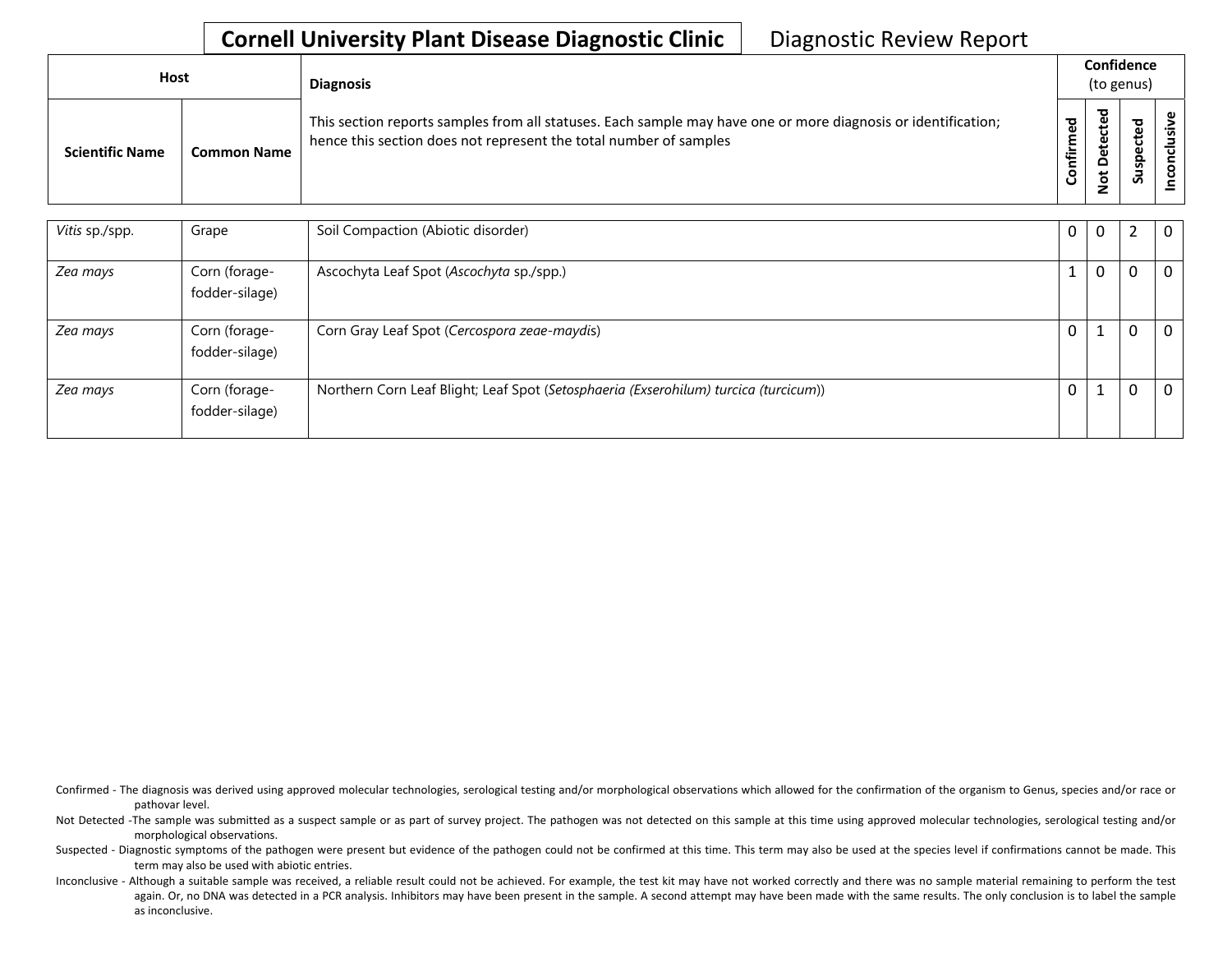**Cornell University Plant Disease Diagnostic Clinic** Diagnostic Review Report

| Host | | Diagnosis | Confidence (to genus) | | | |
|---|---|---|---|---|---|---|
| **Scientific Name** | **Common Name** | This section reports samples from all statuses. Each sample may have one or more diagnosis or identification; hence this section does not represent the total number of samples | **Confirmed** | **Not Detected** | **Suspected** | **Inconclusive** |
| *Vitis* sp./spp. | Grape | Soil Compaction (Abiotic disorder) | 0 | 0 | 2 | 0 |
| *Zea mays* | Corn (forage-fodder-silage) | Ascochyta Leaf Spot (*Ascochyta* sp./spp.) | 1 | 0 | 0 | 0 |
| *Zea mays* | Corn (forage-fodder-silage) | Corn Gray Leaf Spot (*Cercospora zeae-maydis*) | 0 | 1 | 0 | 0 |
| *Zea mays* | Corn (forage-fodder-silage) | Northern Corn Leaf Blight; Leaf Spot (*Setosphaeria (Exserohilum) turcica (turcicum)*) | 0 | 1 | 0 | 0 |

Confirmed - The diagnosis was derived using approved molecular technologies, serological testing and/or morphological observations which allowed for the confirmation of the organism to Genus, species and/or race or pathovar level.

Not Detected -The sample was submitted as a suspect sample or as part of survey project. The pathogen was not detected on this sample at this time using approved molecular technologies, serological testing and/or morphological observations.

Suspected - Diagnostic symptoms of the pathogen were present but evidence of the pathogen could not be confirmed at this time. This term may also be used at the species level if confirmations cannot be made. This term may also be used with abiotic entries.

Inconclusive - Although a suitable sample was received, a reliable result could not be achieved. For example, the test kit may have not worked correctly and there was no sample material remaining to perform the test again. Or, no DNA was detected in a PCR analysis. Inhibitors may have been present in the sample. A second attempt may have been made with the same results. The only conclusion is to label the sample as inconclusive.